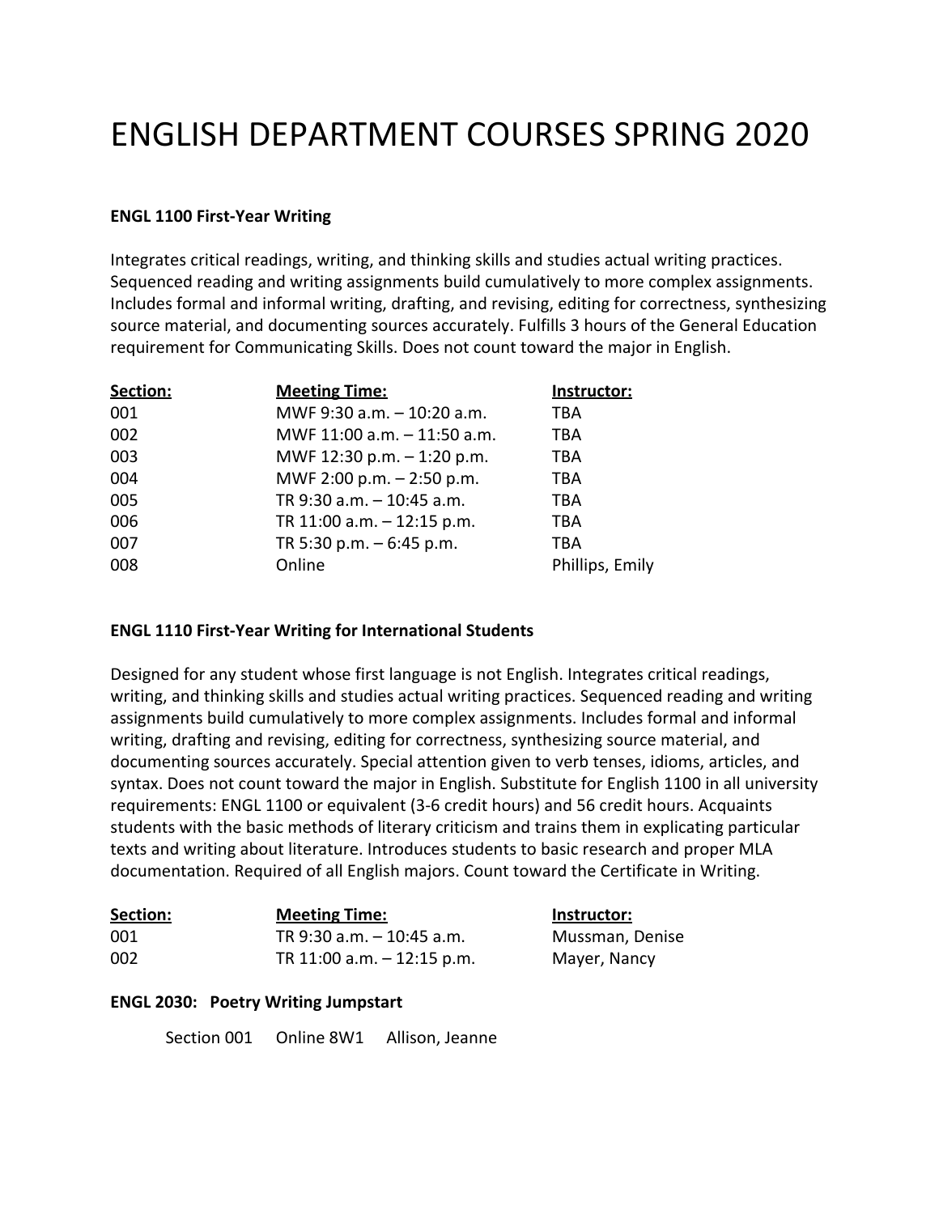# ENGLISH DEPARTMENT COURSES SPRING 2020

**ENGL 1100 First-Year Writing**

Integrates critical readings, writing, and thinking skills and studies actual writing practices. Sequenced reading and writing assignments build cumulatively to more complex assignments. Includes formal and informal writing, drafting, and revising, editing for correctness, synthesizing source material, and documenting sources accurately. Fulfills 3 hours of the General Education requirement for Communicating Skills. Does not count toward the major in English.

| Section: | Meeting Time: | Instructor: |
|---|---|---|
| 001 | MWF 9:30 a.m. – 10:20 a.m. | TBA |
| 002 | MWF 11:00 a.m. – 11:50 a.m. | TBA |
| 003 | MWF 12:30 p.m. – 1:20 p.m. | TBA |
| 004 | MWF 2:00 p.m. – 2:50 p.m. | TBA |
| 005 | TR 9:30 a.m. – 10:45 a.m. | TBA |
| 006 | TR 11:00 a.m. – 12:15 p.m. | TBA |
| 007 | TR 5:30 p.m. – 6:45 p.m. | TBA |
| 008 | Online | Phillips, Emily |

**ENGL 1110 First-Year Writing for International Students**

Designed for any student whose first language is not English. Integrates critical readings, writing, and thinking skills and studies actual writing practices. Sequenced reading and writing assignments build cumulatively to more complex assignments. Includes formal and informal writing, drafting and revising, editing for correctness, synthesizing source material, and documenting sources accurately. Special attention given to verb tenses, idioms, articles, and syntax. Does not count toward the major in English. Substitute for English 1100 in all university requirements: ENGL 1100 or equivalent (3-6 credit hours) and 56 credit hours. Acquaints students with the basic methods of literary criticism and trains them in explicating particular texts and writing about literature. Introduces students to basic research and proper MLA documentation. Required of all English majors. Count toward the Certificate in Writing.

| Section: | Meeting Time: | Instructor: |
|---|---|---|
| 001 | TR 9:30 a.m. – 10:45 a.m. | Mussman, Denise |
| 002 | TR 11:00 a.m. – 12:15 p.m. | Mayer, Nancy |

**ENGL 2030: Poetry Writing Jumpstart**

Section 001 Online 8W1 Allison, Jeanne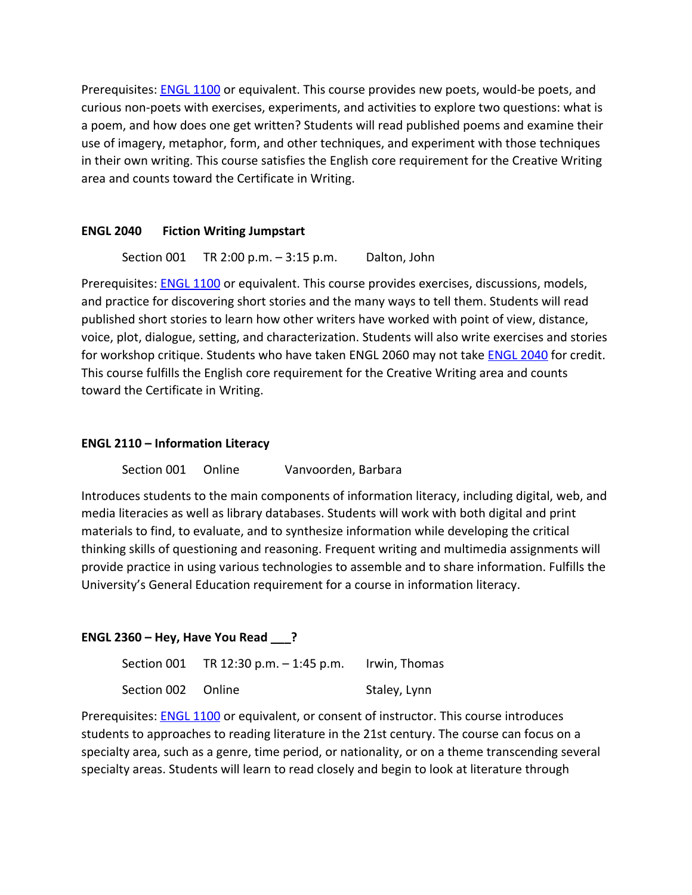Prerequisites: ENGL 1100 or equivalent. This course provides new poets, would-be poets, and curious non-poets with exercises, experiments, and activities to explore two questions: what is a poem, and how does one get written? Students will read published poems and examine their use of imagery, metaphor, form, and other techniques, and experiment with those techniques in their own writing. This course satisfies the English core requirement for the Creative Writing area and counts toward the Certificate in Writing.

**ENGL 2040 Fiction Writing Jumpstart**

Section 001 TR 2:00 p.m. – 3:15 p.m. Dalton, John

Prerequisites: ENGL 1100 or equivalent. This course provides exercises, discussions, models, and practice for discovering short stories and the many ways to tell them. Students will read published short stories to learn how other writers have worked with point of view, distance, voice, plot, dialogue, setting, and characterization. Students will also write exercises and stories for workshop critique. Students who have taken ENGL 2060 may not take ENGL 2040 for credit. This course fulfills the English core requirement for the Creative Writing area and counts toward the Certificate in Writing.

**ENGL 2110 – Information Literacy**

Section 001 Online Vanvoorden, Barbara

Introduces students to the main components of information literacy, including digital, web, and media literacies as well as library databases. Students will work with both digital and print materials to find, to evaluate, and to synthesize information while developing the critical thinking skills of questioning and reasoning. Frequent writing and multimedia assignments will provide practice in using various technologies to assemble and to share information. Fulfills the University's General Education requirement for a course in information literacy.

**ENGL 2360 – Hey, Have You Read ___?**

Section 001 TR 12:30 p.m. – 1:45 p.m. Irwin, Thomas

Section 002 Online Staley, Lynn

Prerequisites: ENGL 1100 or equivalent, or consent of instructor. This course introduces students to approaches to reading literature in the 21st century. The course can focus on a specialty area, such as a genre, time period, or nationality, or on a theme transcending several specialty areas. Students will learn to read closely and begin to look at literature through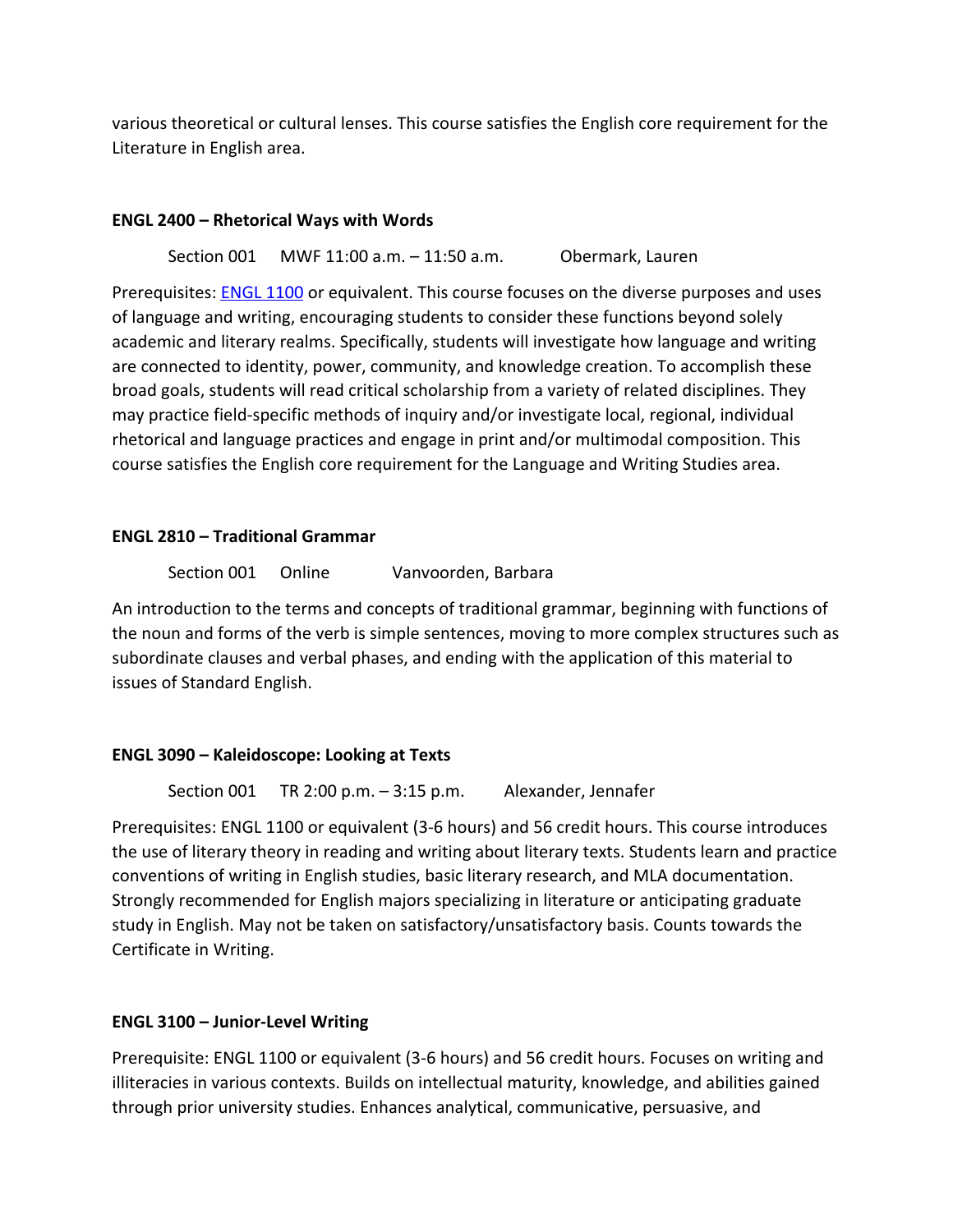various theoretical or cultural lenses. This course satisfies the English core requirement for the Literature in English area.

**ENGL 2400 – Rhetorical Ways with Words**

Section 001 MWF 11:00 a.m. – 11:50 a.m. Obermark, Lauren

Prerequisites: ENGL 1100 or equivalent. This course focuses on the diverse purposes and uses of language and writing, encouraging students to consider these functions beyond solely academic and literary realms. Specifically, students will investigate how language and writing are connected to identity, power, community, and knowledge creation. To accomplish these broad goals, students will read critical scholarship from a variety of related disciplines. They may practice field-specific methods of inquiry and/or investigate local, regional, individual rhetorical and language practices and engage in print and/or multimodal composition. This course satisfies the English core requirement for the Language and Writing Studies area.

**ENGL 2810 – Traditional Grammar**

Section 001 Online Vanvoorden, Barbara

An introduction to the terms and concepts of traditional grammar, beginning with functions of the noun and forms of the verb is simple sentences, moving to more complex structures such as subordinate clauses and verbal phases, and ending with the application of this material to issues of Standard English.

**ENGL 3090 – Kaleidoscope: Looking at Texts**

Section 001 TR 2:00 p.m. – 3:15 p.m. Alexander, Jennafer

Prerequisites: ENGL 1100 or equivalent (3-6 hours) and 56 credit hours. This course introduces the use of literary theory in reading and writing about literary texts. Students learn and practice conventions of writing in English studies, basic literary research, and MLA documentation. Strongly recommended for English majors specializing in literature or anticipating graduate study in English. May not be taken on satisfactory/unsatisfactory basis. Counts towards the Certificate in Writing.

**ENGL 3100 – Junior-Level Writing**

Prerequisite: ENGL 1100 or equivalent (3-6 hours) and 56 credit hours. Focuses on writing and illiteracies in various contexts. Builds on intellectual maturity, knowledge, and abilities gained through prior university studies. Enhances analytical, communicative, persuasive, and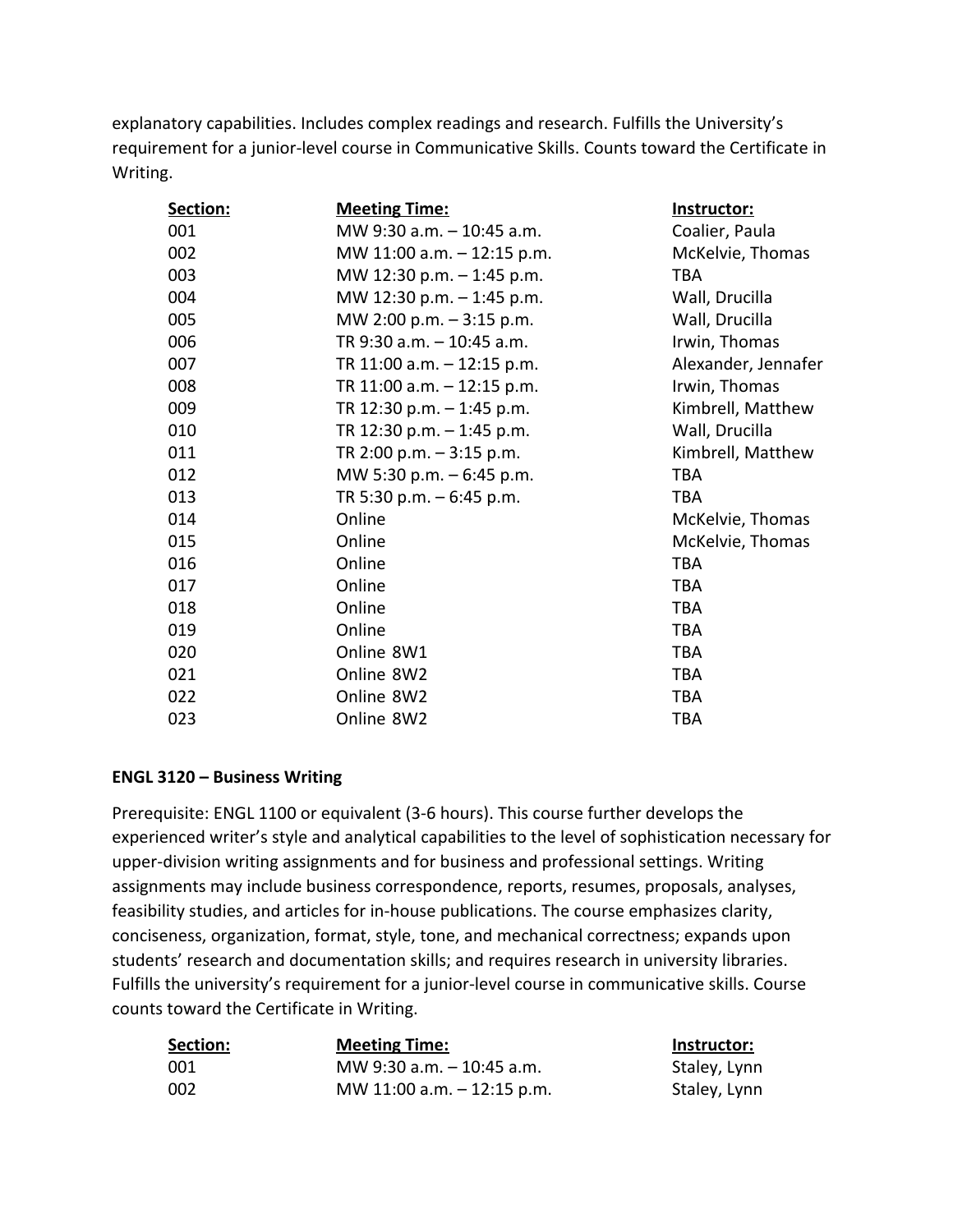explanatory capabilities. Includes complex readings and research. Fulfills the University's requirement for a junior-level course in Communicative Skills. Counts toward the Certificate in Writing.

| Section: | Meeting Time: | Instructor: |
|---|---|---|
| 001 | MW 9:30 a.m. – 10:45 a.m. | Coalier, Paula |
| 002 | MW 11:00 a.m. – 12:15 p.m. | McKelvie, Thomas |
| 003 | MW 12:30 p.m. – 1:45 p.m. | TBA |
| 004 | MW 12:30 p.m. – 1:45 p.m. | Wall, Drucilla |
| 005 | MW 2:00 p.m. – 3:15 p.m. | Wall, Drucilla |
| 006 | TR 9:30 a.m. – 10:45 a.m. | Irwin, Thomas |
| 007 | TR 11:00 a.m. – 12:15 p.m. | Alexander, Jennafer |
| 008 | TR 11:00 a.m. – 12:15 p.m. | Irwin, Thomas |
| 009 | TR 12:30 p.m. – 1:45 p.m. | Kimbrell, Matthew |
| 010 | TR 12:30 p.m. – 1:45 p.m. | Wall, Drucilla |
| 011 | TR 2:00 p.m. – 3:15 p.m. | Kimbrell, Matthew |
| 012 | MW 5:30 p.m. – 6:45 p.m. | TBA |
| 013 | TR 5:30 p.m. – 6:45 p.m. | TBA |
| 014 | Online | McKelvie, Thomas |
| 015 | Online | McKelvie, Thomas |
| 016 | Online | TBA |
| 017 | Online | TBA |
| 018 | Online | TBA |
| 019 | Online | TBA |
| 020 | Online 8W1 | TBA |
| 021 | Online 8W2 | TBA |
| 022 | Online 8W2 | TBA |
| 023 | Online 8W2 | TBA |

**ENGL 3120 – Business Writing**

Prerequisite: ENGL 1100 or equivalent (3-6 hours). This course further develops the experienced writer's style and analytical capabilities to the level of sophistication necessary for upper-division writing assignments and for business and professional settings. Writing assignments may include business correspondence, reports, resumes, proposals, analyses, feasibility studies, and articles for in-house publications. The course emphasizes clarity, conciseness, organization, format, style, tone, and mechanical correctness; expands upon students' research and documentation skills; and requires research in university libraries. Fulfills the university's requirement for a junior-level course in communicative skills. Course counts toward the Certificate in Writing.

| Section: | Meeting Time: | Instructor: |
|---|---|---|
| 001 | MW 9:30 a.m. – 10:45 a.m. | Staley, Lynn |
| 002 | MW 11:00 a.m. – 12:15 p.m. | Staley, Lynn |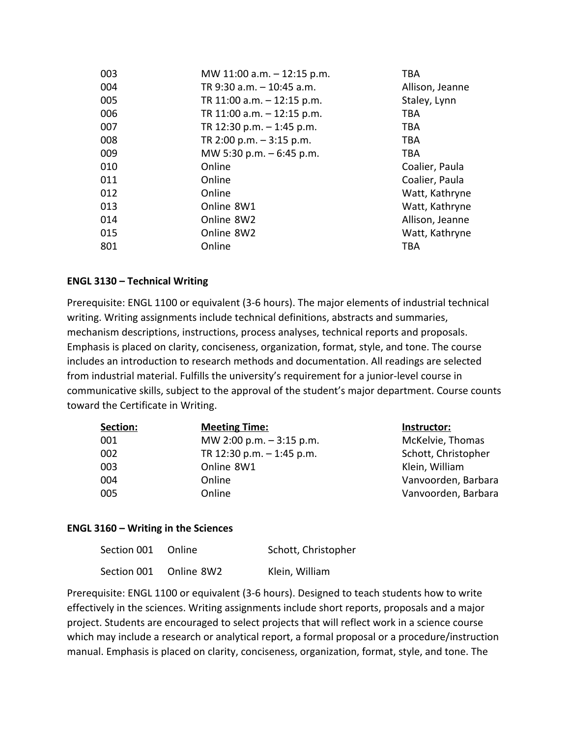| | | |
|---|---|---|
| 003 | MW 11:00 a.m. – 12:15 p.m. | TBA |
| 004 | TR 9:30 a.m. – 10:45 a.m. | Allison, Jeanne |
| 005 | TR 11:00 a.m. – 12:15 p.m. | Staley, Lynn |
| 006 | TR 11:00 a.m. – 12:15 p.m. | TBA |
| 007 | TR 12:30 p.m. – 1:45 p.m. | TBA |
| 008 | TR 2:00 p.m. – 3:15 p.m. | TBA |
| 009 | MW 5:30 p.m. – 6:45 p.m. | TBA |
| 010 | Online | Coalier, Paula |
| 011 | Online | Coalier, Paula |
| 012 | Online | Watt, Kathryne |
| 013 | Online 8W1 | Watt, Kathryne |
| 014 | Online 8W2 | Allison, Jeanne |
| 015 | Online 8W2 | Watt, Kathryne |
| 801 | Online | TBA |

**ENGL 3130 – Technical Writing**

Prerequisite: ENGL 1100 or equivalent (3-6 hours). The major elements of industrial technical writing. Writing assignments include technical definitions, abstracts and summaries, mechanism descriptions, instructions, process analyses, technical reports and proposals. Emphasis is placed on clarity, conciseness, organization, format, style, and tone. The course includes an introduction to research methods and documentation. All readings are selected from industrial material. Fulfills the university's requirement for a junior-level course in communicative skills, subject to the approval of the student's major department. Course counts toward the Certificate in Writing.

| Section: | Meeting Time: | Instructor: |
|---|---|---|
| 001 | MW 2:00 p.m. – 3:15 p.m. | McKelvie, Thomas |
| 002 | TR 12:30 p.m. – 1:45 p.m. | Schott, Christopher |
| 003 | Online 8W1 | Klein, William |
| 004 | Online | Vanvoorden, Barbara |
| 005 | Online | Vanvoorden, Barbara |

**ENGL 3160 – Writing in the Sciences**

| | | |
|---|---|---|
| Section 001 | Online | Schott, Christopher |
| Section 001 | Online 8W2 | Klein, William |

Prerequisite: ENGL 1100 or equivalent (3-6 hours). Designed to teach students how to write effectively in the sciences. Writing assignments include short reports, proposals and a major project. Students are encouraged to select projects that will reflect work in a science course which may include a research or analytical report, a formal proposal or a procedure/instruction manual. Emphasis is placed on clarity, conciseness, organization, format, style, and tone. The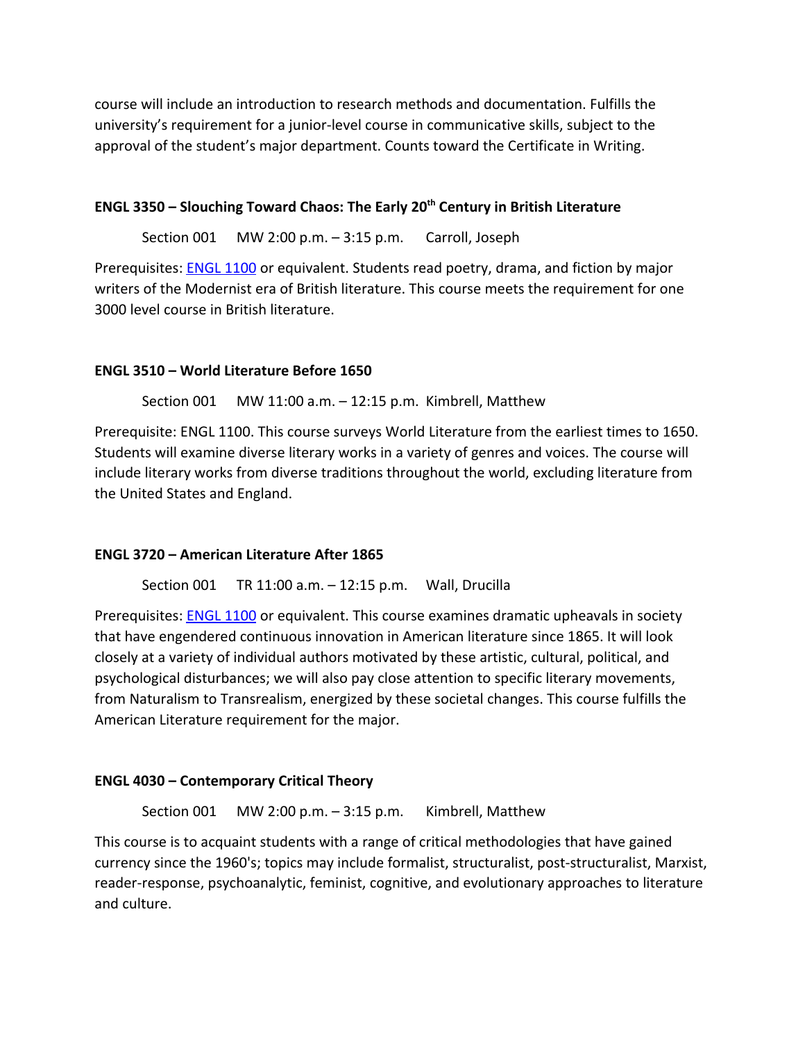course will include an introduction to research methods and documentation. Fulfills the university's requirement for a junior-level course in communicative skills, subject to the approval of the student's major department. Counts toward the Certificate in Writing.

### ENGL 3350 – Slouching Toward Chaos: The Early 20th Century in British Literature

Section 001 MW 2:00 p.m. – 3:15 p.m. Carroll, Joseph

Prerequisites: ENGL 1100 or equivalent. Students read poetry, drama, and fiction by major writers of the Modernist era of British literature. This course meets the requirement for one 3000 level course in British literature.

### ENGL 3510 – World Literature Before 1650

Section 001 MW 11:00 a.m. – 12:15 p.m. Kimbrell, Matthew

Prerequisite: ENGL 1100. This course surveys World Literature from the earliest times to 1650. Students will examine diverse literary works in a variety of genres and voices. The course will include literary works from diverse traditions throughout the world, excluding literature from the United States and England.

### ENGL 3720 – American Literature After 1865

Section 001 TR 11:00 a.m. – 12:15 p.m. Wall, Drucilla

Prerequisites: ENGL 1100 or equivalent. This course examines dramatic upheavals in society that have engendered continuous innovation in American literature since 1865. It will look closely at a variety of individual authors motivated by these artistic, cultural, political, and psychological disturbances; we will also pay close attention to specific literary movements, from Naturalism to Transrealism, energized by these societal changes. This course fulfills the American Literature requirement for the major.

### ENGL 4030 – Contemporary Critical Theory

Section 001 MW 2:00 p.m. – 3:15 p.m. Kimbrell, Matthew

This course is to acquaint students with a range of critical methodologies that have gained currency since the 1960's; topics may include formalist, structuralist, post-structuralist, Marxist, reader-response, psychoanalytic, feminist, cognitive, and evolutionary approaches to literature and culture.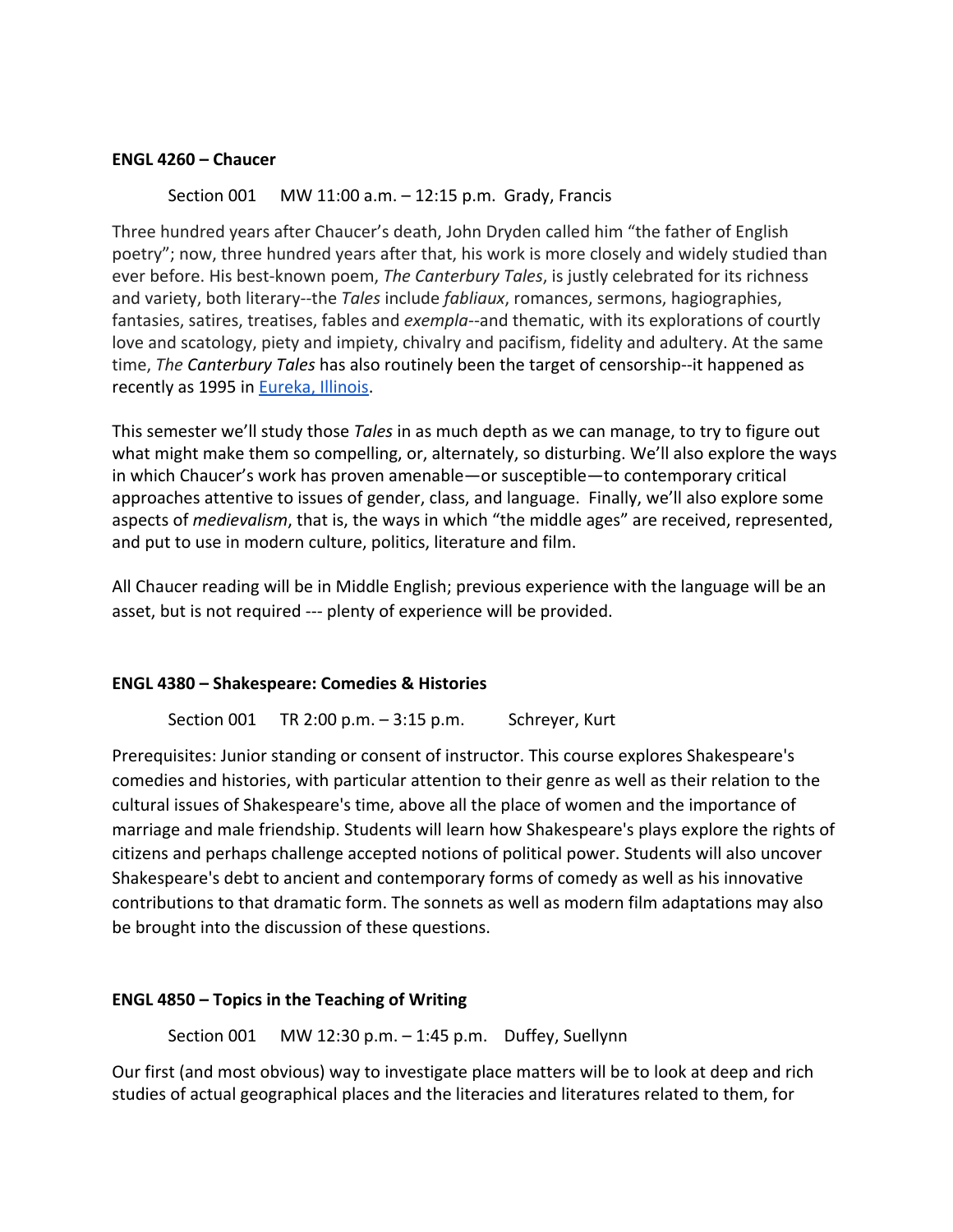**ENGL 4260 – Chaucer**

Section 001 MW 11:00 a.m. – 12:15 p.m. Grady, Francis

Three hundred years after Chaucer's death, John Dryden called him "the father of English poetry"; now, three hundred years after that, his work is more closely and widely studied than ever before. His best-known poem, *The Canterbury Tales*, is justly celebrated for its richness and variety, both literary--the *Tales* include *fabliaux*, romances, sermons, hagiographies, fantasies, satires, treatises, fables and *exempla*--and thematic, with its explorations of courtly love and scatology, piety and impiety, chivalry and pacifism, fidelity and adultery. At the same time, *The Canterbury Tales* has also routinely been the target of censorship--it happened as recently as 1995 in Eureka, Illinois.

This semester we'll study those *Tales* in as much depth as we can manage, to try to figure out what might make them so compelling, or, alternately, so disturbing. We'll also explore the ways in which Chaucer's work has proven amenable—or susceptible—to contemporary critical approaches attentive to issues of gender, class, and language. Finally, we'll also explore some aspects of *medievalism*, that is, the ways in which "the middle ages" are received, represented, and put to use in modern culture, politics, literature and film.

All Chaucer reading will be in Middle English; previous experience with the language will be an asset, but is not required --- plenty of experience will be provided.

**ENGL 4380 – Shakespeare: Comedies & Histories**

Section 001 TR 2:00 p.m. – 3:15 p.m. Schreyer, Kurt

Prerequisites: Junior standing or consent of instructor. This course explores Shakespeare's comedies and histories, with particular attention to their genre as well as their relation to the cultural issues of Shakespeare's time, above all the place of women and the importance of marriage and male friendship. Students will learn how Shakespeare's plays explore the rights of citizens and perhaps challenge accepted notions of political power. Students will also uncover Shakespeare's debt to ancient and contemporary forms of comedy as well as his innovative contributions to that dramatic form. The sonnets as well as modern film adaptations may also be brought into the discussion of these questions.

**ENGL 4850 – Topics in the Teaching of Writing**

Section 001 MW 12:30 p.m. – 1:45 p.m. Duffey, Suellynn

Our first (and most obvious) way to investigate place matters will be to look at deep and rich studies of actual geographical places and the literacies and literatures related to them, for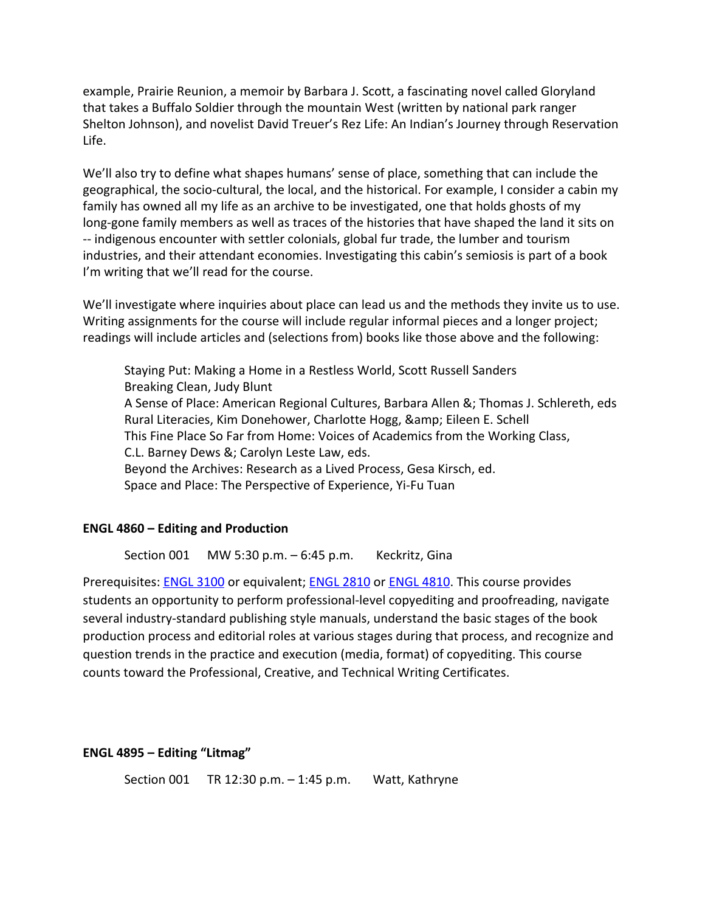example, Prairie Reunion, a memoir by Barbara J. Scott, a fascinating novel called Gloryland that takes a Buffalo Soldier through the mountain West (written by national park ranger Shelton Johnson), and novelist David Treuer's Rez Life: An Indian's Journey through Reservation Life.

We'll also try to define what shapes humans' sense of place, something that can include the geographical, the socio-cultural, the local, and the historical. For example, I consider a cabin my family has owned all my life as an archive to be investigated, one that holds ghosts of my long-gone family members as well as traces of the histories that have shaped the land it sits on -- indigenous encounter with settler colonials, global fur trade, the lumber and tourism industries, and their attendant economies. Investigating this cabin's semiosis is part of a book I'm writing that we'll read for the course.

We'll investigate where inquiries about place can lead us and the methods they invite us to use. Writing assignments for the course will include regular informal pieces and a longer project; readings will include articles and (selections from) books like those above and the following:

Staying Put: Making a Home in a Restless World, Scott Russell Sanders
Breaking Clean, Judy Blunt
A Sense of Place: American Regional Cultures, Barbara Allen &; Thomas J. Schlereth, eds
Rural Literacies, Kim Donehower, Charlotte Hogg, &amp; Eileen E. Schell
This Fine Place So Far from Home: Voices of Academics from the Working Class, C.L. Barney Dews &; Carolyn Leste Law, eds.
Beyond the Archives: Research as a Lived Process, Gesa Kirsch, ed.
Space and Place: The Perspective of Experience, Yi-Fu Tuan

**ENGL 4860 – Editing and Production**

Section 001 MW 5:30 p.m. – 6:45 p.m. Keckritz, Gina

Prerequisites: ENGL 3100 or equivalent; ENGL 2810 or ENGL 4810. This course provides students an opportunity to perform professional-level copyediting and proofreading, navigate several industry-standard publishing style manuals, understand the basic stages of the book production process and editorial roles at various stages during that process, and recognize and question trends in the practice and execution (media, format) of copyediting. This course counts toward the Professional, Creative, and Technical Writing Certificates.

**ENGL 4895 – Editing "Litmag"**

Section 001 TR 12:30 p.m. – 1:45 p.m. Watt, Kathryne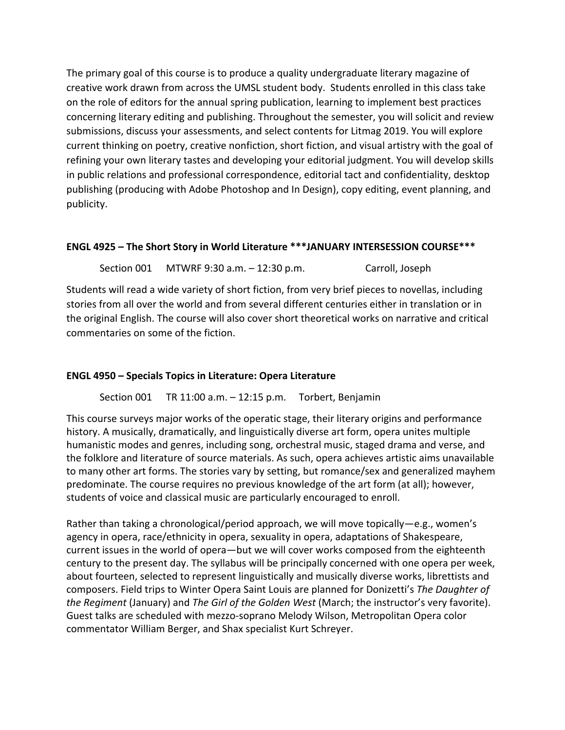The primary goal of this course is to produce a quality undergraduate literary magazine of creative work drawn from across the UMSL student body. Students enrolled in this class take on the role of editors for the annual spring publication, learning to implement best practices concerning literary editing and publishing. Throughout the semester, you will solicit and review submissions, discuss your assessments, and select contents for Litmag 2019. You will explore current thinking on poetry, creative nonfiction, short fiction, and visual artistry with the goal of refining your own literary tastes and developing your editorial judgment. You will develop skills in public relations and professional correspondence, editorial tact and confidentiality, desktop publishing (producing with Adobe Photoshop and In Design), copy editing, event planning, and publicity.

**ENGL 4925 – The Short Story in World Literature \*\*\*JANUARY INTERSESSION COURSE\*\*\***

Section 001 MTWRF 9:30 a.m. – 12:30 p.m. Carroll, Joseph

Students will read a wide variety of short fiction, from very brief pieces to novellas, including stories from all over the world and from several different centuries either in translation or in the original English. The course will also cover short theoretical works on narrative and critical commentaries on some of the fiction.

**ENGL 4950 – Specials Topics in Literature: Opera Literature**

Section 001 TR 11:00 a.m. – 12:15 p.m. Torbert, Benjamin

This course surveys major works of the operatic stage, their literary origins and performance history. A musically, dramatically, and linguistically diverse art form, opera unites multiple humanistic modes and genres, including song, orchestral music, staged drama and verse, and the folklore and literature of source materials. As such, opera achieves artistic aims unavailable to many other art forms. The stories vary by setting, but romance/sex and generalized mayhem predominate. The course requires no previous knowledge of the art form (at all); however, students of voice and classical music are particularly encouraged to enroll.

Rather than taking a chronological/period approach, we will move topically—e.g., women's agency in opera, race/ethnicity in opera, sexuality in opera, adaptations of Shakespeare, current issues in the world of opera—but we will cover works composed from the eighteenth century to the present day. The syllabus will be principally concerned with one opera per week, about fourteen, selected to represent linguistically and musically diverse works, librettists and composers. Field trips to Winter Opera Saint Louis are planned for Donizetti's *The Daughter of the Regiment* (January) and *The Girl of the Golden West* (March; the instructor's very favorite). Guest talks are scheduled with mezzo-soprano Melody Wilson, Metropolitan Opera color commentator William Berger, and Shax specialist Kurt Schreyer.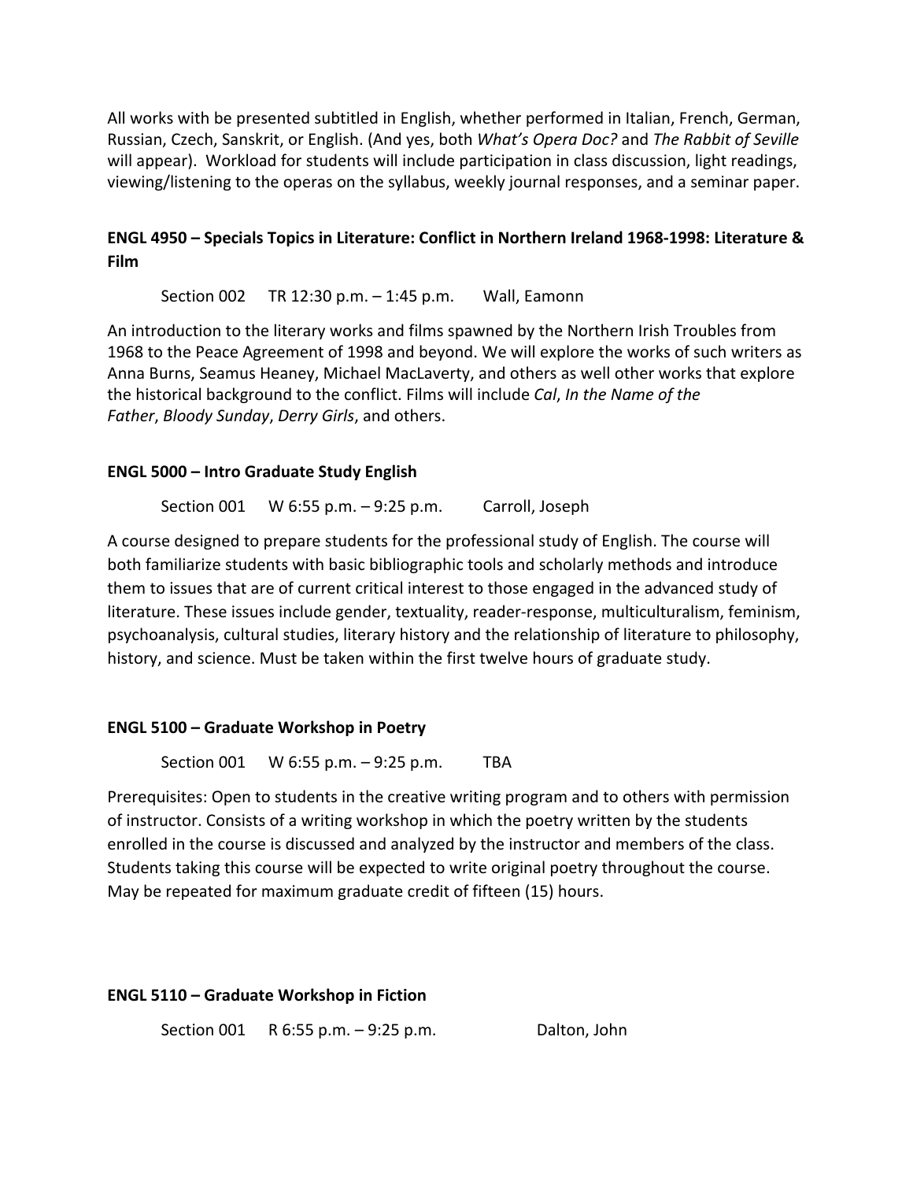All works with be presented subtitled in English, whether performed in Italian, French, German, Russian, Czech, Sanskrit, or English. (And yes, both *What's Opera Doc?* and *The Rabbit of Seville* will appear). Workload for students will include participation in class discussion, light readings, viewing/listening to the operas on the syllabus, weekly journal responses, and a seminar paper.

**ENGL 4950 – Specials Topics in Literature: Conflict in Northern Ireland 1968-1998: Literature & Film**

Section 002 TR 12:30 p.m. – 1:45 p.m. Wall, Eamonn

An introduction to the literary works and films spawned by the Northern Irish Troubles from 1968 to the Peace Agreement of 1998 and beyond. We will explore the works of such writers as Anna Burns, Seamus Heaney, Michael MacLaverty, and others as well other works that explore the historical background to the conflict. Films will include *Cal*, *In the Name of the Father*, *Bloody Sunday*, *Derry Girls*, and others.

**ENGL 5000 – Intro Graduate Study English**

Section 001 W 6:55 p.m. – 9:25 p.m. Carroll, Joseph

A course designed to prepare students for the professional study of English. The course will both familiarize students with basic bibliographic tools and scholarly methods and introduce them to issues that are of current critical interest to those engaged in the advanced study of literature. These issues include gender, textuality, reader-response, multiculturalism, feminism, psychoanalysis, cultural studies, literary history and the relationship of literature to philosophy, history, and science. Must be taken within the first twelve hours of graduate study.

**ENGL 5100 – Graduate Workshop in Poetry**

Section 001 W 6:55 p.m. – 9:25 p.m. TBA

Prerequisites: Open to students in the creative writing program and to others with permission of instructor. Consists of a writing workshop in which the poetry written by the students enrolled in the course is discussed and analyzed by the instructor and members of the class. Students taking this course will be expected to write original poetry throughout the course. May be repeated for maximum graduate credit of fifteen (15) hours.

**ENGL 5110 – Graduate Workshop in Fiction**

Section 001 R 6:55 p.m. – 9:25 p.m. Dalton, John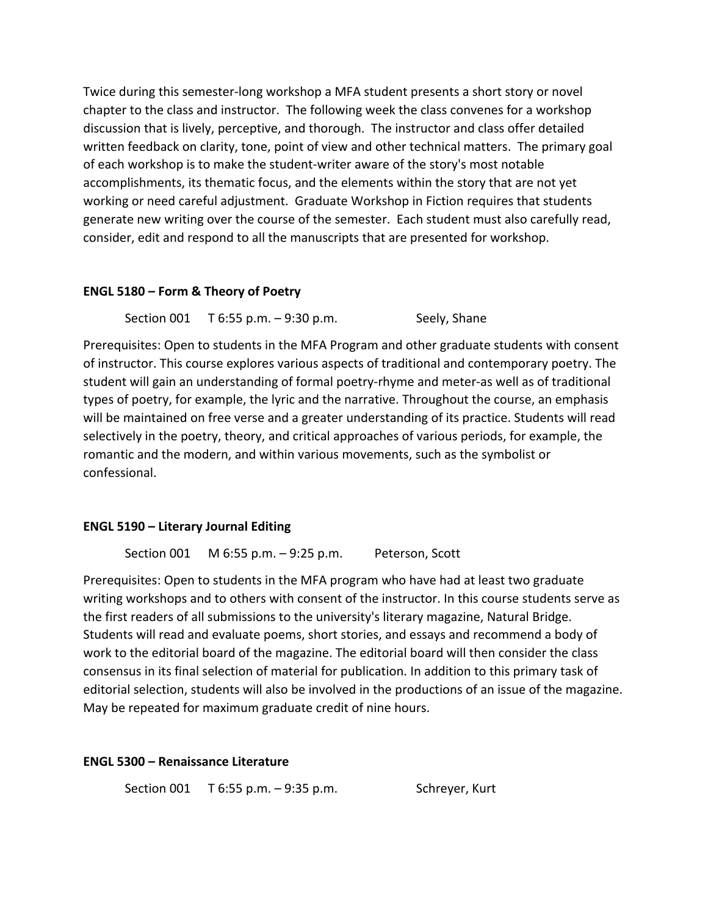Twice during this semester-long workshop a MFA student presents a short story or novel chapter to the class and instructor. The following week the class convenes for a workshop discussion that is lively, perceptive, and thorough. The instructor and class offer detailed written feedback on clarity, tone, point of view and other technical matters. The primary goal of each workshop is to make the student-writer aware of the story's most notable accomplishments, its thematic focus, and the elements within the story that are not yet working or need careful adjustment. Graduate Workshop in Fiction requires that students generate new writing over the course of the semester. Each student must also carefully read, consider, edit and respond to all the manuscripts that are presented for workshop.

**ENGL 5180 – Form & Theory of Poetry**

Section 001 T 6:55 p.m. – 9:30 p.m. Seely, Shane

Prerequisites: Open to students in the MFA Program and other graduate students with consent of instructor. This course explores various aspects of traditional and contemporary poetry. The student will gain an understanding of formal poetry-rhyme and meter-as well as of traditional types of poetry, for example, the lyric and the narrative. Throughout the course, an emphasis will be maintained on free verse and a greater understanding of its practice. Students will read selectively in the poetry, theory, and critical approaches of various periods, for example, the romantic and the modern, and within various movements, such as the symbolist or confessional.

**ENGL 5190 – Literary Journal Editing**

Section 001 M 6:55 p.m. – 9:25 p.m. Peterson, Scott

Prerequisites: Open to students in the MFA program who have had at least two graduate writing workshops and to others with consent of the instructor. In this course students serve as the first readers of all submissions to the university's literary magazine, Natural Bridge. Students will read and evaluate poems, short stories, and essays and recommend a body of work to the editorial board of the magazine. The editorial board will then consider the class consensus in its final selection of material for publication. In addition to this primary task of editorial selection, students will also be involved in the productions of an issue of the magazine. May be repeated for maximum graduate credit of nine hours.

**ENGL 5300 – Renaissance Literature**

Section 001 T 6:55 p.m. – 9:35 p.m. Schreyer, Kurt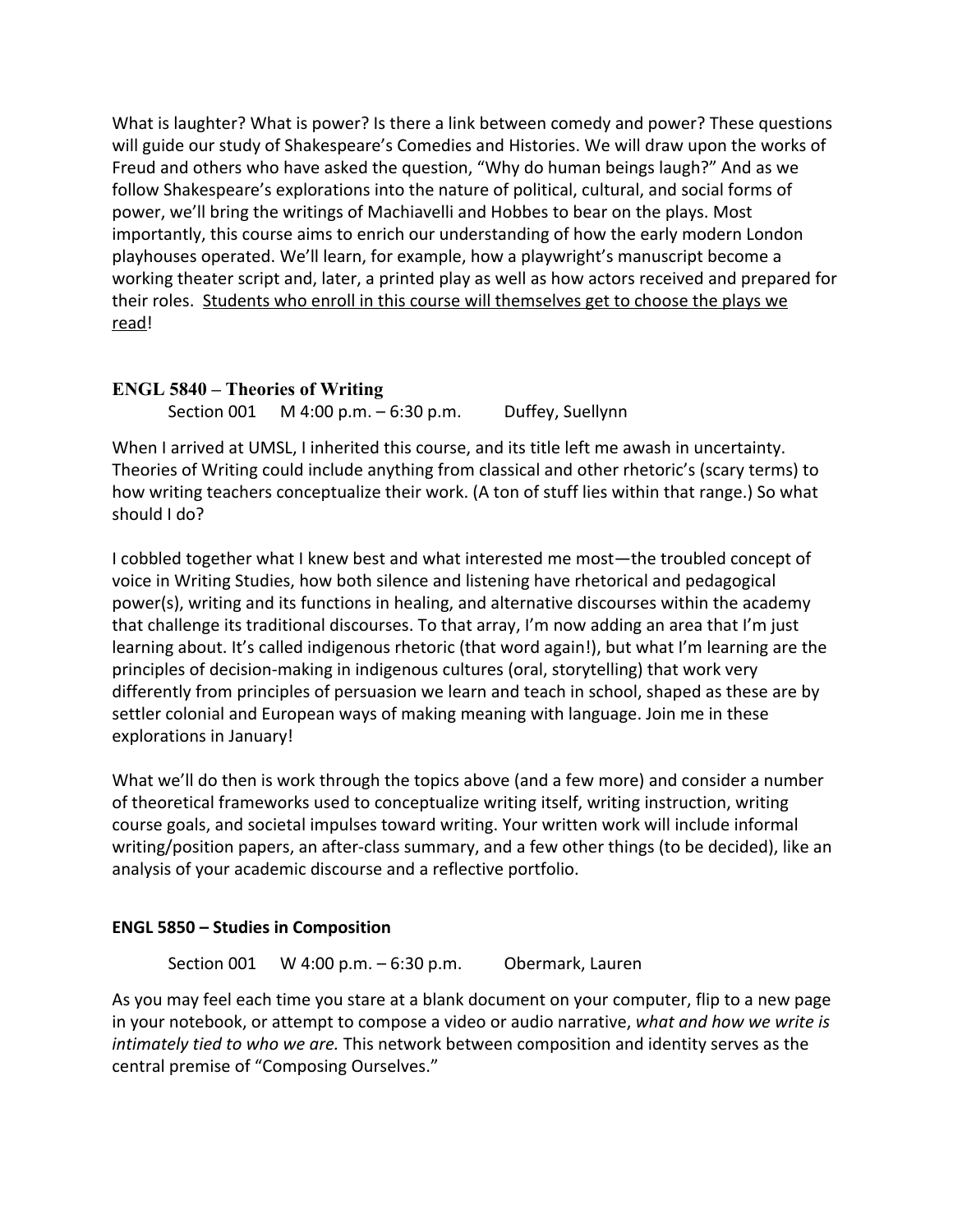What is laughter? What is power? Is there a link between comedy and power? These questions will guide our study of Shakespeare's Comedies and Histories. We will draw upon the works of Freud and others who have asked the question, "Why do human beings laugh?" And as we follow Shakespeare's explorations into the nature of political, cultural, and social forms of power, we'll bring the writings of Machiavelli and Hobbes to bear on the plays. Most importantly, this course aims to enrich our understanding of how the early modern London playhouses operated. We'll learn, for example, how a playwright's manuscript become a working theater script and, later, a printed play as well as how actors received and prepared for their roles. <u>Students who enroll in this course will themselves get to choose the plays we read</u>!

### ENGL 5840 – Theories of Writing

Section 001 M 4:00 p.m. – 6:30 p.m. Duffey, Suellynn

When I arrived at UMSL, I inherited this course, and its title left me awash in uncertainty. Theories of Writing could include anything from classical and other rhetoric's (scary terms) to how writing teachers conceptualize their work. (A ton of stuff lies within that range.) So what should I do?

I cobbled together what I knew best and what interested me most—the troubled concept of voice in Writing Studies, how both silence and listening have rhetorical and pedagogical power(s), writing and its functions in healing, and alternative discourses within the academy that challenge its traditional discourses. To that array, I'm now adding an area that I'm just learning about. It's called indigenous rhetoric (that word again!), but what I'm learning are the principles of decision-making in indigenous cultures (oral, storytelling) that work very differently from principles of persuasion we learn and teach in school, shaped as these are by settler colonial and European ways of making meaning with language. Join me in these explorations in January!

What we'll do then is work through the topics above (and a few more) and consider a number of theoretical frameworks used to conceptualize writing itself, writing instruction, writing course goals, and societal impulses toward writing. Your written work will include informal writing/position papers, an after-class summary, and a few other things (to be decided), like an analysis of your academic discourse and a reflective portfolio.

### ENGL 5850 – Studies in Composition

Section 001 W 4:00 p.m. – 6:30 p.m. Obermark, Lauren

As you may feel each time you stare at a blank document on your computer, flip to a new page in your notebook, or attempt to compose a video or audio narrative, *what and how we write is intimately tied to who we are.* This network between composition and identity serves as the central premise of "Composing Ourselves."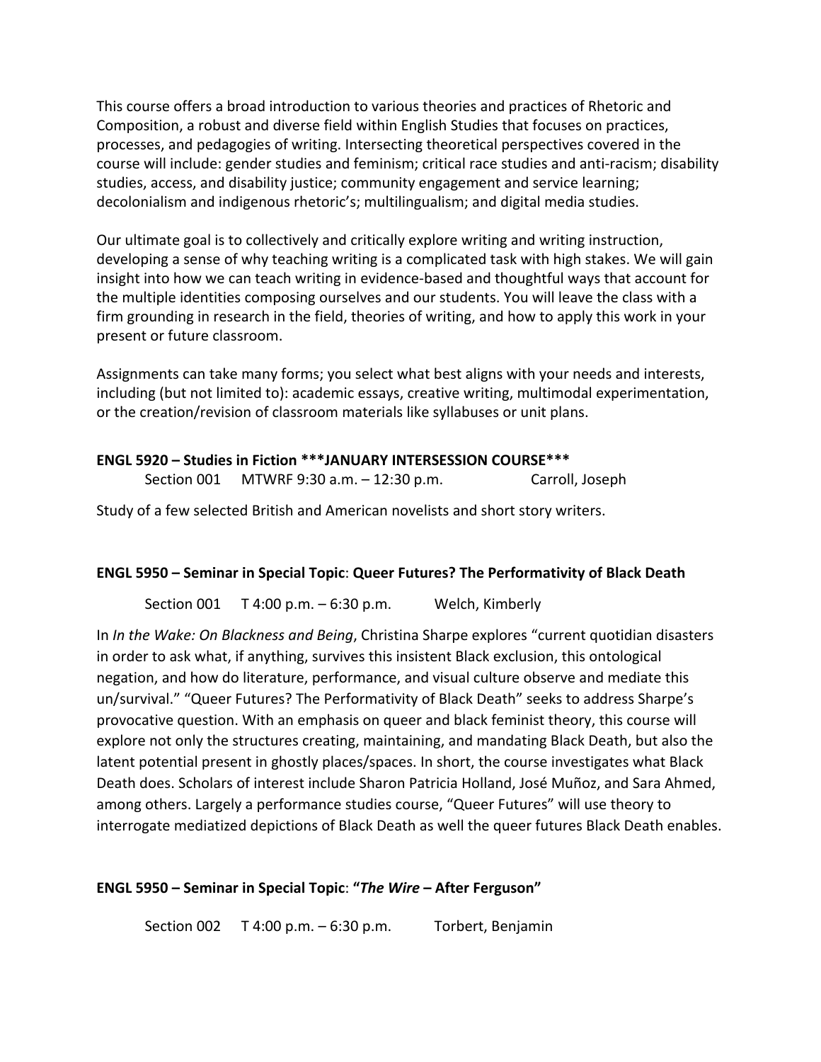This course offers a broad introduction to various theories and practices of Rhetoric and Composition, a robust and diverse field within English Studies that focuses on practices, processes, and pedagogies of writing. Intersecting theoretical perspectives covered in the course will include: gender studies and feminism; critical race studies and anti-racism; disability studies, access, and disability justice; community engagement and service learning; decolonialism and indigenous rhetoric's; multilingualism; and digital media studies.

Our ultimate goal is to collectively and critically explore writing and writing instruction, developing a sense of why teaching writing is a complicated task with high stakes. We will gain insight into how we can teach writing in evidence-based and thoughtful ways that account for the multiple identities composing ourselves and our students. You will leave the class with a firm grounding in research in the field, theories of writing, and how to apply this work in your present or future classroom.

Assignments can take many forms; you select what best aligns with your needs and interests, including (but not limited to): academic essays, creative writing, multimodal experimentation, or the creation/revision of classroom materials like syllabuses or unit plans.

**ENGL 5920 – Studies in Fiction \*\*\*JANUARY INTERSESSION COURSE\*\*\***

Section 001 MTWRF 9:30 a.m. – 12:30 p.m. Carroll, Joseph

Study of a few selected British and American novelists and short story writers.

**ENGL 5950 – Seminar in Special Topic: Queer Futures? The Performativity of Black Death**

Section 001 T 4:00 p.m. – 6:30 p.m. Welch, Kimberly

In *In the Wake: On Blackness and Being*, Christina Sharpe explores "current quotidian disasters in order to ask what, if anything, survives this insistent Black exclusion, this ontological negation, and how do literature, performance, and visual culture observe and mediate this un/survival." "Queer Futures? The Performativity of Black Death" seeks to address Sharpe's provocative question. With an emphasis on queer and black feminist theory, this course will explore not only the structures creating, maintaining, and mandating Black Death, but also the latent potential present in ghostly places/spaces. In short, the course investigates what Black Death does. Scholars of interest include Sharon Patricia Holland, José Muñoz, and Sara Ahmed, among others. Largely a performance studies course, "Queer Futures" will use theory to interrogate mediatized depictions of Black Death as well the queer futures Black Death enables.

**ENGL 5950 – Seminar in Special Topic: "*The Wire* – After Ferguson"**

Section 002 T 4:00 p.m. – 6:30 p.m. Torbert, Benjamin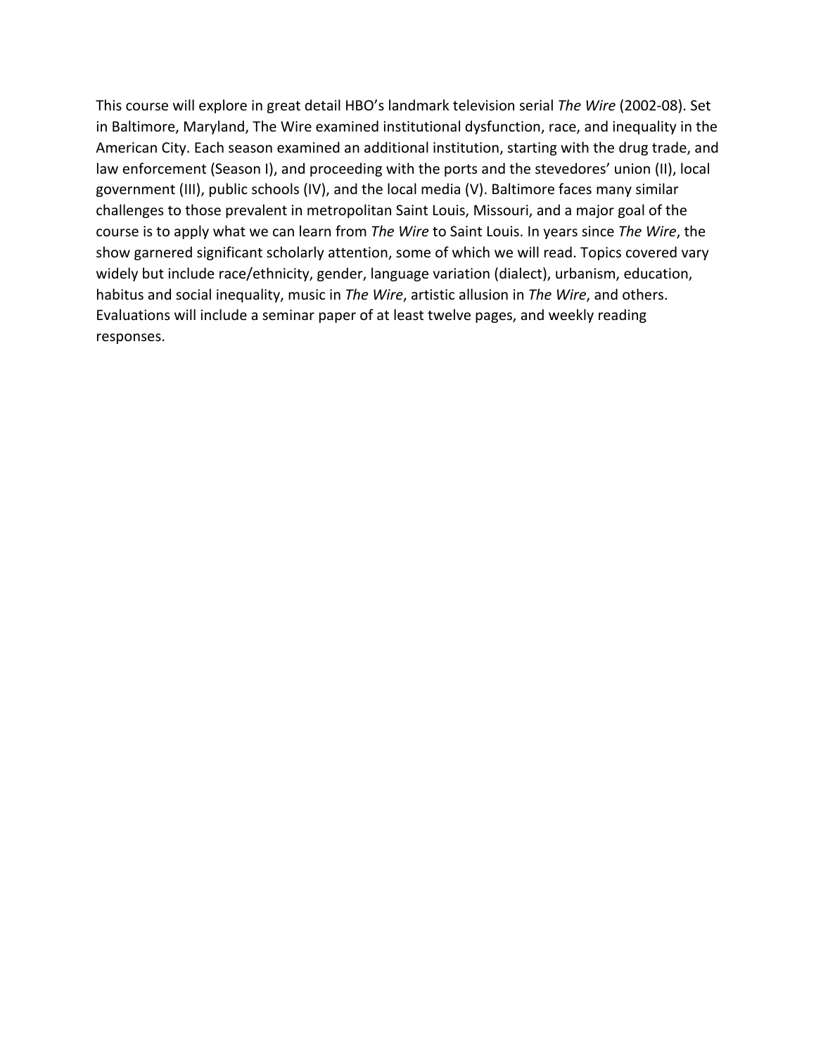This course will explore in great detail HBO's landmark television serial *The Wire* (2002-08). Set in Baltimore, Maryland, The Wire examined institutional dysfunction, race, and inequality in the American City. Each season examined an additional institution, starting with the drug trade, and law enforcement (Season I), and proceeding with the ports and the stevedores' union (II), local government (III), public schools (IV), and the local media (V). Baltimore faces many similar challenges to those prevalent in metropolitan Saint Louis, Missouri, and a major goal of the course is to apply what we can learn from *The Wire* to Saint Louis. In years since *The Wire*, the show garnered significant scholarly attention, some of which we will read. Topics covered vary widely but include race/ethnicity, gender, language variation (dialect), urbanism, education, habitus and social inequality, music in *The Wire*, artistic allusion in *The Wire*, and others. Evaluations will include a seminar paper of at least twelve pages, and weekly reading responses.